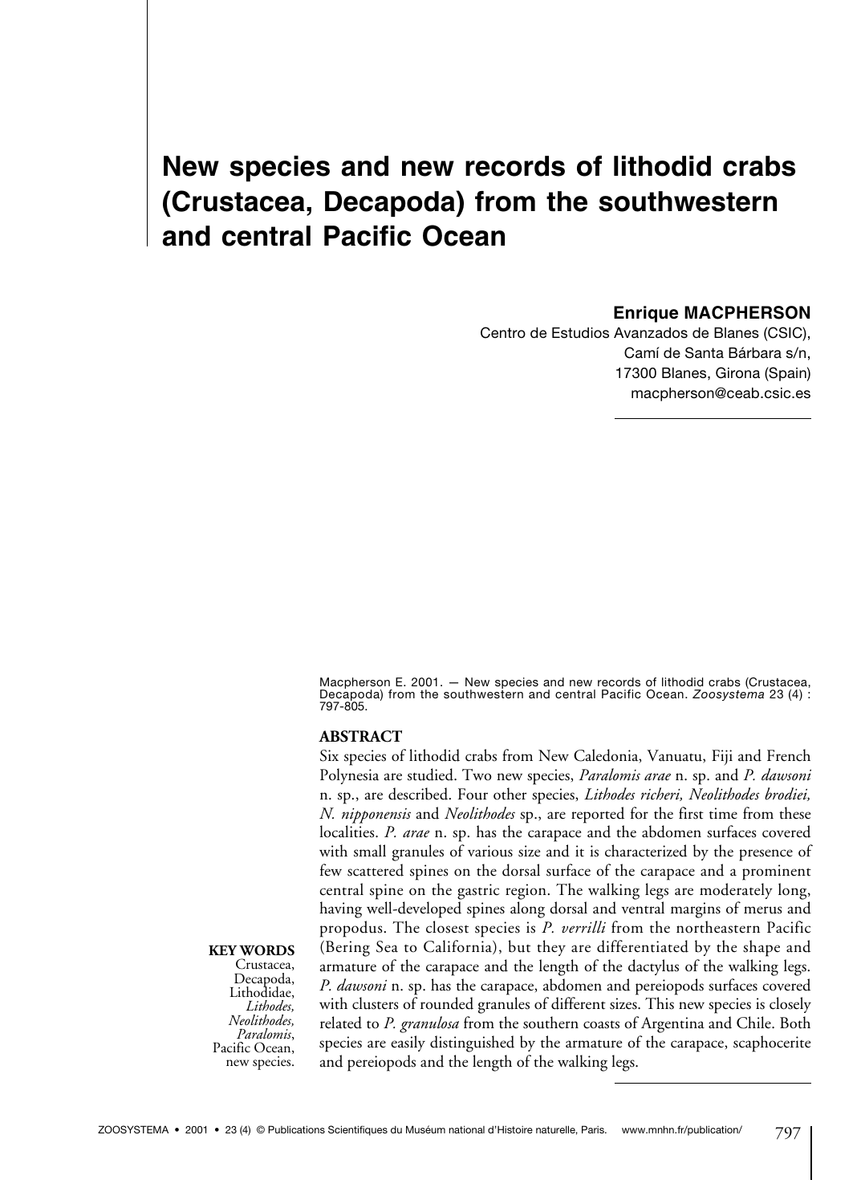# New species and new records of lithodid crabs (Crustacea, Decapoda) from the southwestern and central Pacific Ocean

**Enrique MACPHERSON**

Centro de Estudios Avanzados de Blanes (CSIC),
Camí de Santa Bárbara s/n,
17300 Blanes, Girona (Spain)
macpherson@ceab.csic.es

Macpherson E. 2001. — New species and new records of lithodid crabs (Crustacea, Decapoda) from the southwestern and central Pacific Ocean. *Zoosystema* 23 (4) : 797-805.

**ABSTRACT**

Six species of lithodid crabs from New Caledonia, Vanuatu, Fiji and French Polynesia are studied. Two new species, *Paralomis arae* n. sp. and *P. dawsoni* n. sp., are described. Four other species, *Lithodes richeri, Neolithodes brodiei, N. nipponensis* and *Neolithodes* sp., are reported for the first time from these localities. *P. arae* n. sp. has the carapace and the abdomen surfaces covered with small granules of various size and it is characterized by the presence of few scattered spines on the dorsal surface of the carapace and a prominent central spine on the gastric region. The walking legs are moderately long, having well-developed spines along dorsal and ventral margins of merus and propodus. The closest species is *P. verrilli* from the northeastern Pacific (Bering Sea to California), but they are differentiated by the shape and armature of the carapace and the length of the dactylus of the walking legs. *P. dawsoni* n. sp. has the carapace, abdomen and pereiopods surfaces covered with clusters of rounded granules of different sizes. This new species is closely related to *P. granulosa* from the southern coasts of Argentina and Chile. Both species are easily distinguished by the armature of the carapace, scaphocerite and pereiopods and the length of the walking legs.

**KEY WORDS**
Crustacea,
Decapoda,
Lithodidae,
*Lithodes,*
*Neolithodes,*
*Paralomis*,
Pacific Ocean,
new species.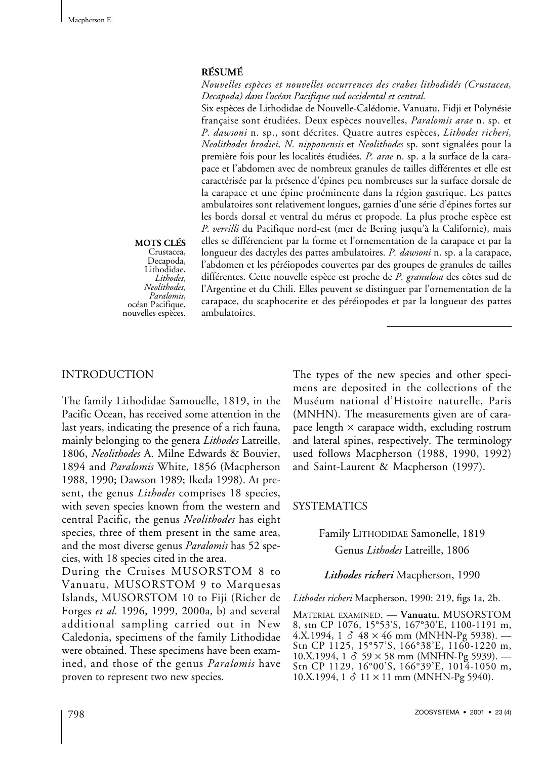## RÉSUMÉ

*Nouvelles espèces et nouvelles occurrences des crabes lithodidés (Crustacea, Decapoda) dans l'océan Pacifique sud occidental et central.*

Six espèces de Lithodidae de Nouvelle-Calédonie, Vanuatu, Fidji et Polynésie française sont étudiées. Deux espèces nouvelles, *Paralomis arae* n. sp. et *P. dawsoni* n. sp., sont décrites. Quatre autres espèces, *Lithodes richeri, Neolithodes brodiei, N. nipponensis* et *Neolithodes* sp. sont signalées pour la première fois pour les localités étudiées. *P. arae* n. sp. a la surface de la carapace et l'abdomen avec de nombreux granules de tailles différentes et elle est caractérisée par la présence d'épines peu nombreuses sur la surface dorsale de la carapace et une épine proéminente dans la région gastrique. Les pattes ambulatoires sont relativement longues, garnies d'une série d'épines fortes sur les bords dorsal et ventral du mérus et propode. La plus proche espèce est *P. verrilli* du Pacifique nord-est (mer de Bering jusqu'à la Californie), mais elles se différencient par la forme et l'ornementation de la carapace et par la longueur des dactyles des pattes ambulatoires. *P. dawsoni* n. sp. a la carapace, l'abdomen et les péréiopodes couvertes par des groupes de granules de tailles différentes. Cette nouvelle espèce est proche de *P. granulosa* des côtes sud de l'Argentine et du Chili. Elles peuvent se distinguer par l'ornementation de la carapace, du scaphocerite et des péréiopodes et par la longueur des pattes ambulatoires.

**MOTS CLÉS**
Crustacea, Decapoda, Lithodidae, *Lithodes*, *Neolithodes*, *Paralomis*, océan Pacifique, nouvelles espèces.

## INTRODUCTION

The family Lithodidae Samouelle, 1819, in the Pacific Ocean, has received some attention in the last years, indicating the presence of a rich fauna, mainly belonging to the genera *Lithodes* Latreille, 1806, *Neolithodes* A. Milne Edwards & Bouvier, 1894 and *Paralomis* White, 1856 (Macpherson 1988, 1990; Dawson 1989; Ikeda 1998). At present, the genus *Lithodes* comprises 18 species, with seven species known from the western and central Pacific, the genus *Neolithodes* has eight species, three of them present in the same area, and the most diverse genus *Paralomis* has 52 species, with 18 species cited in the area.

During the Cruises MUSORSTOM 8 to Vanuatu, MUSORSTOM 9 to Marquesas Islands, MUSORSTOM 10 to Fiji (Richer de Forges *et al.* 1996, 1999, 2000a, b) and several additional sampling carried out in New Caledonia, specimens of the family Lithodidae were obtained. These specimens have been examined, and those of the genus *Paralomis* have proven to represent two new species.

The types of the new species and other specimens are deposited in the collections of the Muséum national d'Histoire naturelle, Paris (MNHN). The measurements given are of carapace length × carapace width, excluding rostrum and lateral spines, respectively. The terminology used follows Macpherson (1988, 1990, 1992) and Saint-Laurent & Macpherson (1997).

## SYSTEMATICS

Family LITHODIDAE Samonelle, 1819

Genus *Lithodes* Latreille, 1806

### *Lithodes richeri* Macpherson, 1990

*Lithodes richeri* Macpherson, 1990: 219, figs 1a, 2b.

MATERIAL EXAMINED. — **Vanuatu.** MUSORSTOM 8, stn CP 1076, 15°53'S, 167°30'E, 1100-1191 m, 4.X.1994, 1 ♂ 48 × 46 mm (MNHN-Pg 5938). — Stn CP 1125, 15°57'S, 166°38'E, 1160-1220 m, 10.X.1994, 1 ♂ 59 × 58 mm (MNHN-Pg 5939). — Stn CP 1129, 16°00'S, 166°39'E, 1014-1050 m, 10.X.1994, 1 ♂ 11 × 11 mm (MNHN-Pg 5940).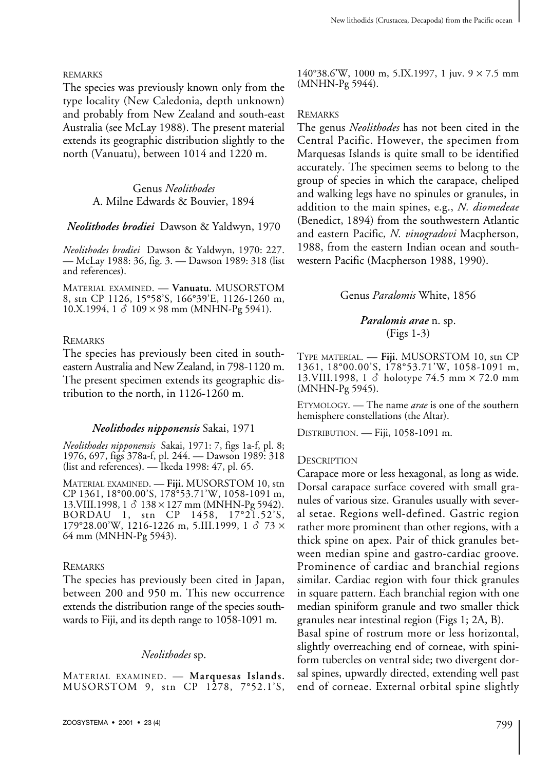REMARKS

The species was previously known only from the type locality (New Caledonia, depth unknown) and probably from New Zealand and south-east Australia (see McLay 1988). The present material extends its geographic distribution slightly to the north (Vanuatu), between 1014 and 1220 m.

## Genus *Neolithodes* A. Milne Edwards & Bouvier, 1894

### *Neolithodes brodiei* Dawson & Yaldwyn, 1970

*Neolithodes brodiei* Dawson & Yaldwyn, 1970: 227. — McLay 1988: 36, fig. 3. — Dawson 1989: 318 (list and references).

MATERIAL EXAMINED. — **Vanuatu.** MUSORSTOM 8, stn CP 1126, 15°58'S, 166°39'E, 1126-1260 m, 10.X.1994, 1 ♂ 109 × 98 mm (MNHN-Pg 5941).

REMARKS

The species has previously been cited in south-eastern Australia and New Zealand, in 798-1120 m. The present specimen extends its geographic distribution to the north, in 1126-1260 m.

### *Neolithodes nipponensis* Sakai, 1971

*Neolithodes nipponensis* Sakai, 1971: 7, figs 1a-f, pl. 8; 1976, 697, figs 378a-f, pl. 244. — Dawson 1989: 318 (list and references). — Ikeda 1998: 47, pl. 65.

MATERIAL EXAMINED. — **Fiji.** MUSORSTOM 10, stn CP 1361, 18°00.00'S, 178°53.71'W, 1058-1091 m, 13.VIII.1998, 1 ♂ 138 × 127 mm (MNHN-Pg 5942). BORDAU 1, stn CP 1458, 17°21.52'S, 179°28.00'W, 1216-1226 m, 5.III.1999, 1 ♂ 73 × 64 mm (MNHN-Pg 5943).

REMARKS

The species has previously been cited in Japan, between 200 and 950 m. This new occurrence extends the distribution range of the species southwards to Fiji, and its depth range to 1058-1091 m.

### *Neolithodes* sp.

MATERIAL EXAMINED. — **Marquesas Islands.** MUSORSTOM 9, stn CP 1278, 7°52.1'S, 140°38.6'W, 1000 m, 5.IX.1997, 1 juv. 9 × 7.5 mm (MNHN-Pg 5944).

REMARKS

The genus *Neolithodes* has not been cited in the Central Pacific. However, the specimen from Marquesas Islands is quite small to be identified accurately. The specimen seems to belong to the group of species in which the carapace, cheliped and walking legs have no spinules or granules, in addition to the main spines, e.g., *N. diomedeae* (Benedict, 1894) from the southwestern Atlantic and eastern Pacific, *N. vinogradovi* Macpherson, 1988, from the eastern Indian ocean and southwestern Pacific (Macpherson 1988, 1990).

## Genus *Paralomis* White, 1856

### *Paralomis arae* n. sp. (Figs 1-3)

TYPE MATERIAL. — **Fiji.** MUSORSTOM 10, stn CP 1361, 18°00.00'S, 178°53.71'W, 1058-1091 m, 13.VIII.1998, 1 ♂ holotype 74.5 mm × 72.0 mm (MNHN-Pg 5945).

ETYMOLOGY. — The name *arae* is one of the southern hemisphere constellations (the Altar).

DISTRIBUTION. — Fiji, 1058-1091 m.

DESCRIPTION

Carapace more or less hexagonal, as long as wide. Dorsal carapace surface covered with small granules of various size. Granules usually with several setae. Regions well-defined. Gastric region rather more prominent than other regions, with a thick spine on apex. Pair of thick granules between median spine and gastro-cardiac groove. Prominence of cardiac and branchial regions similar. Cardiac region with four thick granules in square pattern. Each branchial region with one median spiniform granule and two smaller thick granules near intestinal region (Figs 1; 2A, B).

Basal spine of rostrum more or less horizontal, slightly overreaching end of corneae, with spiniform tubercles on ventral side; two divergent dorsal spines, upwardly directed, extending well past end of corneae. External orbital spine slightly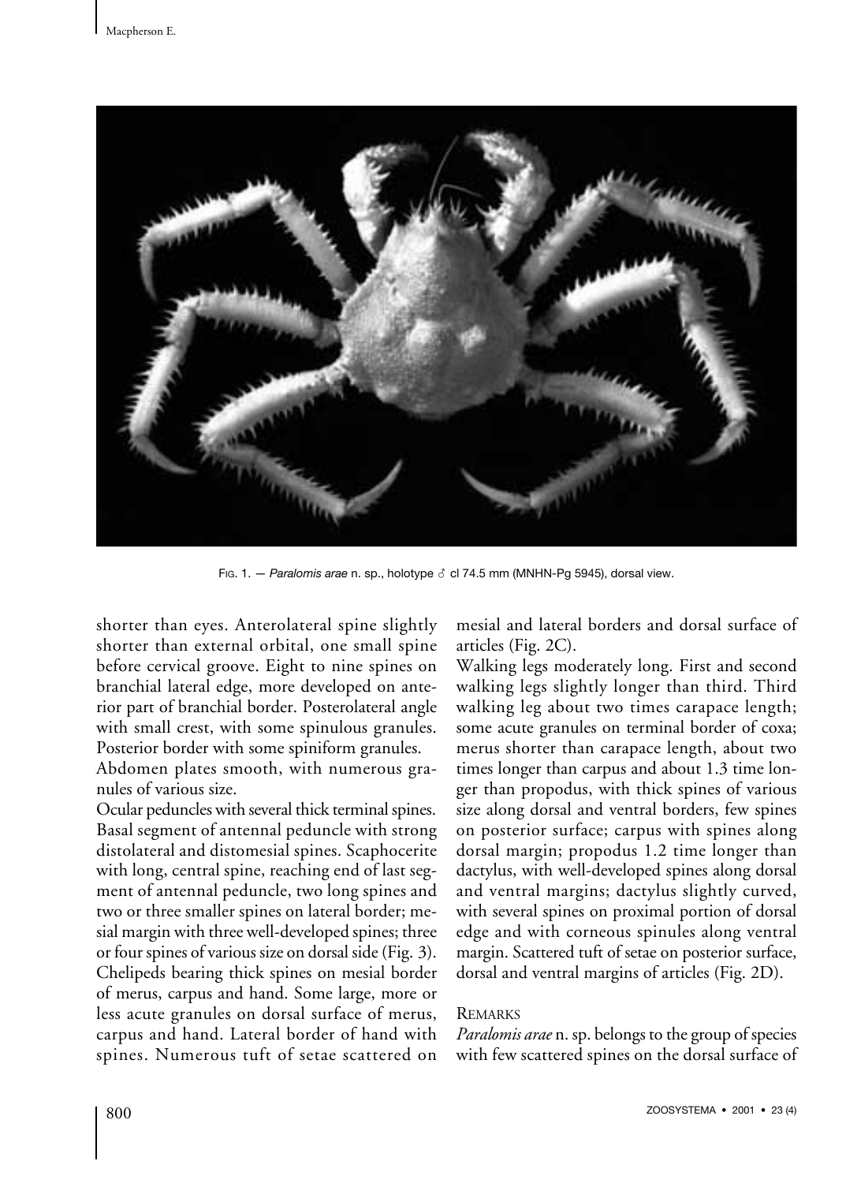FIG. 1. — *Paralomis arae* n. sp., holotype ♂ cl 74.5 mm (MNHN-Pg 5945), dorsal view.

shorter than eyes. Anterolateral spine slightly shorter than external orbital, one small spine before cervical groove. Eight to nine spines on branchial lateral edge, more developed on anterior part of branchial border. Posterolateral angle with small crest, with some spinulous granules. Posterior border with some spiniform granules.

Abdomen plates smooth, with numerous granules of various size.

Ocular peduncles with several thick terminal spines. Basal segment of antennal peduncle with strong distolateral and distomesial spines. Scaphocerite with long, central spine, reaching end of last segment of antennal peduncle, two long spines and two or three smaller spines on lateral border; mesial margin with three well-developed spines; three or four spines of various size on dorsal side (Fig. 3).

Chelipeds bearing thick spines on mesial border of merus, carpus and hand. Some large, more or less acute granules on dorsal surface of merus, carpus and hand. Lateral border of hand with spines. Numerous tuft of setae scattered on mesial and lateral borders and dorsal surface of articles (Fig. 2C).

Walking legs moderately long. First and second walking legs slightly longer than third. Third walking leg about two times carapace length; some acute granules on terminal border of coxa; merus shorter than carapace length, about two times longer than carpus and about 1.3 time longer than propodus, with thick spines of various size along dorsal and ventral borders, few spines on posterior surface; carpus with spines along dorsal margin; propodus 1.2 time longer than dactylus, with well-developed spines along dorsal and ventral margins; dactylus slightly curved, with several spines on proximal portion of dorsal edge and with corneous spinules along ventral margin. Scattered tuft of setae on posterior surface, dorsal and ventral margins of articles (Fig. 2D).

### REMARKS

*Paralomis arae* n. sp. belongs to the group of species with few scattered spines on the dorsal surface of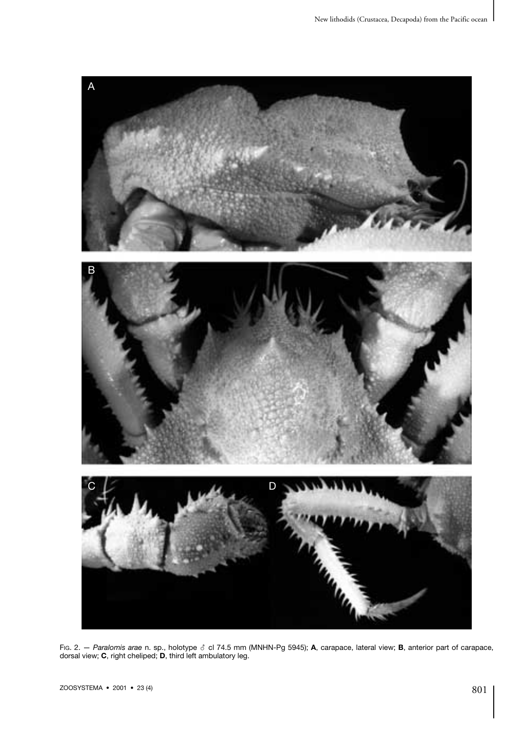FIG. 2. — *Paralomis arae* n. sp., holotype ♂ cl 74.5 mm (MNHN-Pg 5945); **A**, carapace, lateral view; **B**, anterior part of carapace, dorsal view; **C**, right cheliped; **D**, third left ambulatory leg.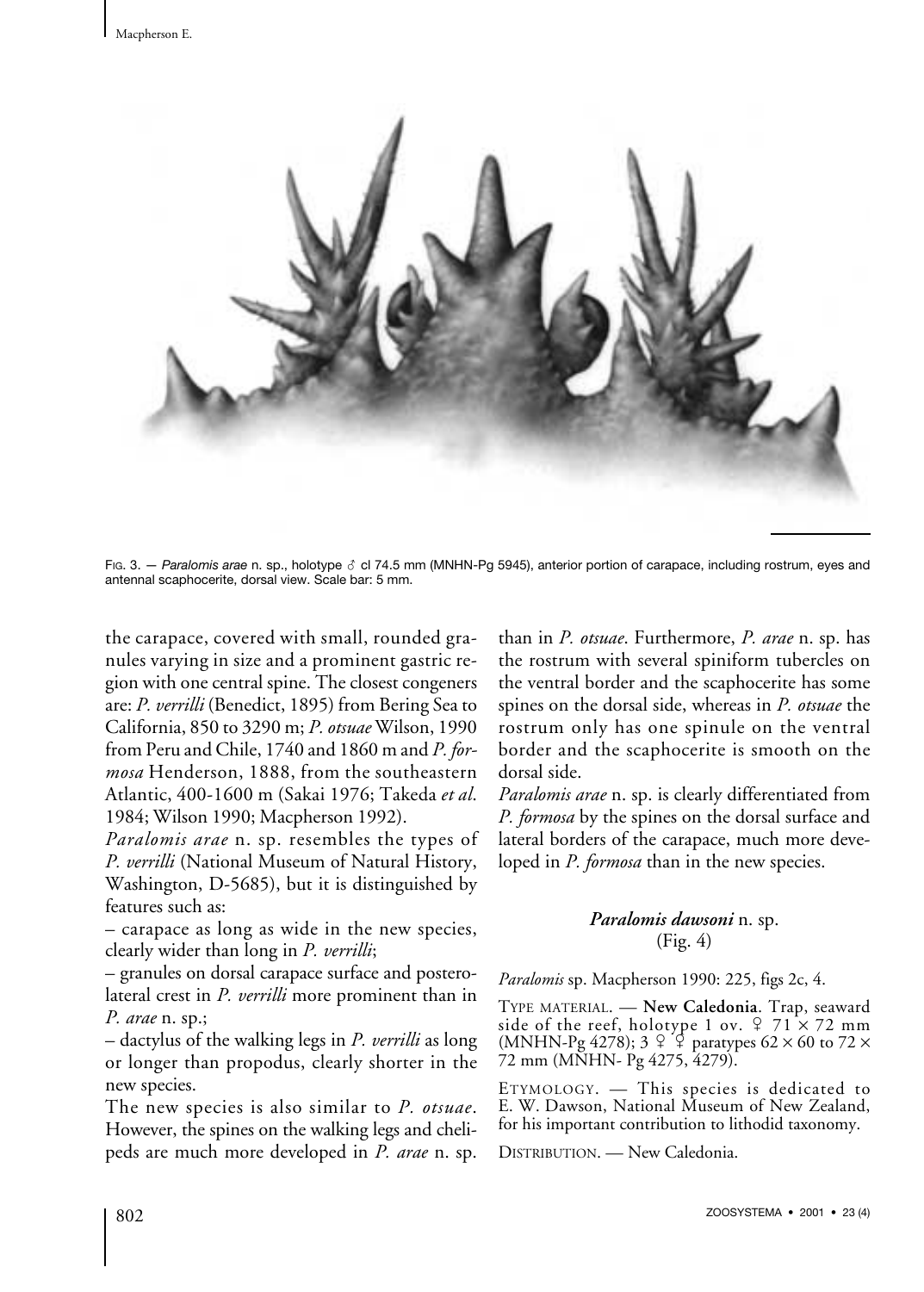FIG. 3. — *Paralomis arae* n. sp., holotype ♂ cl 74.5 mm (MNHN-Pg 5945), anterior portion of carapace, including rostrum, eyes and antennal scaphocerite, dorsal view. Scale bar: 5 mm.

the carapace, covered with small, rounded granules varying in size and a prominent gastric region with one central spine. The closest congeners are: *P. verrilli* (Benedict, 1895) from Bering Sea to California, 850 to 3290 m; *P. otsuae* Wilson, 1990 from Peru and Chile, 1740 and 1860 m and *P. formosa* Henderson, 1888, from the southeastern Atlantic, 400-1600 m (Sakai 1976; Takeda *et al.* 1984; Wilson 1990; Macpherson 1992).

*Paralomis arae* n. sp. resembles the types of *P. verrilli* (National Museum of Natural History, Washington, D-5685), but it is distinguished by features such as:

– carapace as long as wide in the new species, clearly wider than long in *P. verrilli*;

– granules on dorsal carapace surface and posterolateral crest in *P. verrilli* more prominent than in *P. arae* n. sp.;

– dactylus of the walking legs in *P. verrilli* as long or longer than propodus, clearly shorter in the new species.

The new species is also similar to *P. otsuae*. However, the spines on the walking legs and chelipeds are much more developed in *P. arae* n. sp. than in *P. otsuae*. Furthermore, *P. arae* n. sp. has the rostrum with several spiniform tubercles on the ventral border and the scaphocerite has some spines on the dorsal side, whereas in *P. otsuae* the rostrum only has one spinule on the ventral border and the scaphocerite is smooth on the dorsal side.

*Paralomis arae* n. sp. is clearly differentiated from *P. formosa* by the spines on the dorsal surface and lateral borders of the carapace, much more developed in *P. formosa* than in the new species.

### ***Paralomis dawsoni*** n. sp. (Fig. 4)

*Paralomis* sp. Macpherson 1990: 225, figs 2c, 4.

TYPE MATERIAL. — **New Caledonia**. Trap, seaward side of the reef, holotype 1 ov. ♀ 71 × 72 mm (MNHN-Pg 4278); 3 ♀ ♀ paratypes 62 × 60 to 72 × 72 mm (MNHN- Pg 4275, 4279).

ETYMOLOGY. — This species is dedicated to E. W. Dawson, National Museum of New Zealand, for his important contribution to lithodid taxonomy.

DISTRIBUTION. — New Caledonia.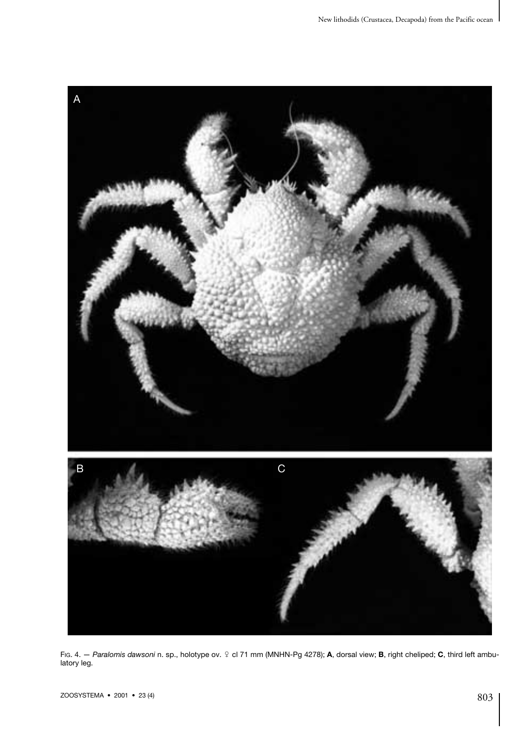FIG. 4. — *Paralomis dawsoni* n. sp., holotype ov. ♀ cl 71 mm (MNHN-Pg 4278); **A**, dorsal view; **B**, right cheliped; **C**, third left ambulatory leg.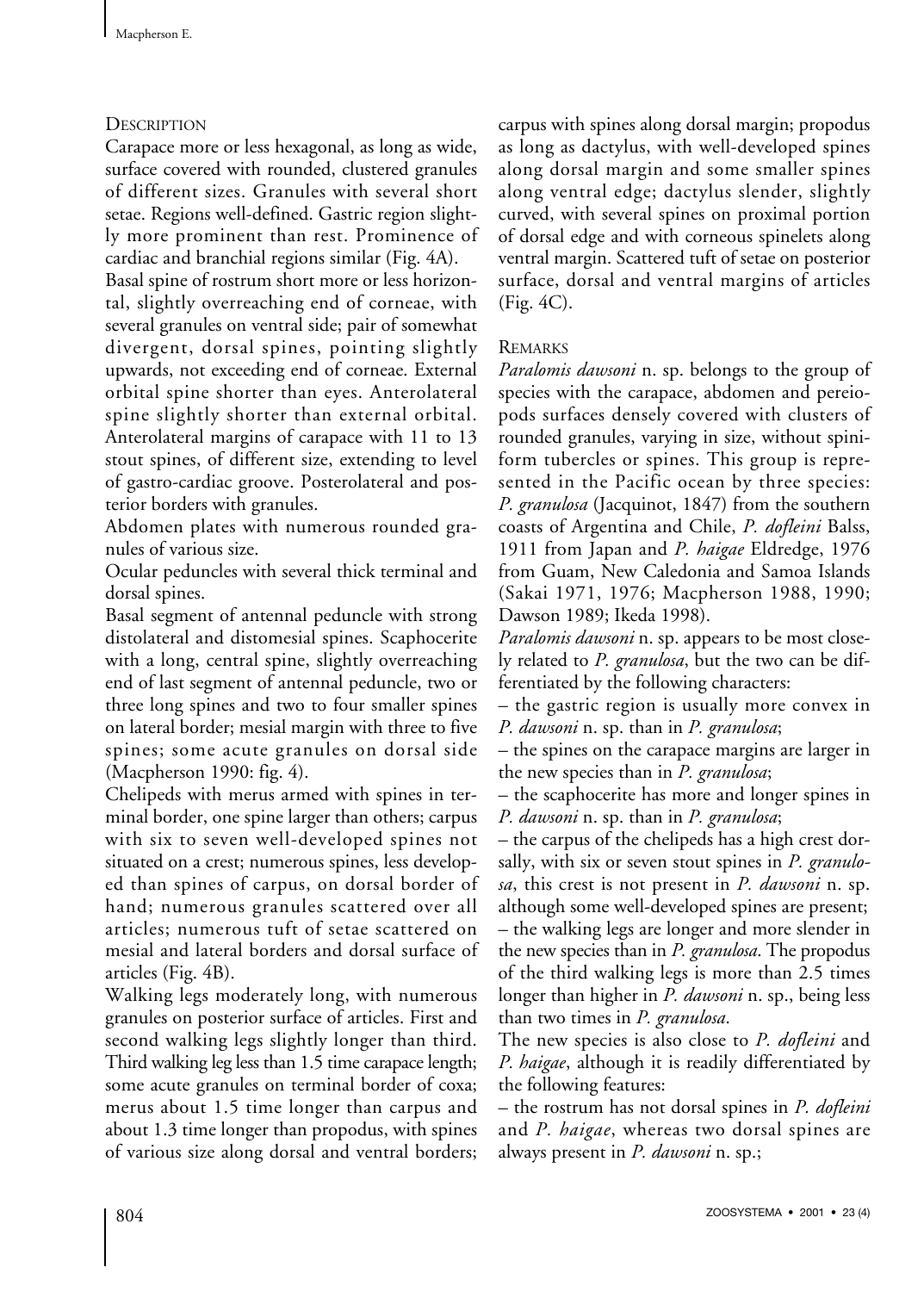### DESCRIPTION

Carapace more or less hexagonal, as long as wide, surface covered with rounded, clustered granules of different sizes. Granules with several short setae. Regions well-defined. Gastric region slightly more prominent than rest. Prominence of cardiac and branchial regions similar (Fig. 4A).

Basal spine of rostrum short more or less horizontal, slightly overreaching end of corneae, with several granules on ventral side; pair of somewhat divergent, dorsal spines, pointing slightly upwards, not exceeding end of corneae. External orbital spine shorter than eyes. Anterolateral spine slightly shorter than external orbital. Anterolateral margins of carapace with 11 to 13 stout spines, of different size, extending to level of gastro-cardiac groove. Posterolateral and posterior borders with granules.

Abdomen plates with numerous rounded granules of various size.

Ocular peduncles with several thick terminal and dorsal spines.

Basal segment of antennal peduncle with strong distolateral and distomesial spines. Scaphocerite with a long, central spine, slightly overreaching end of last segment of antennal peduncle, two or three long spines and two to four smaller spines on lateral border; mesial margin with three to five spines; some acute granules on dorsal side (Macpherson 1990: fig. 4).

Chelipeds with merus armed with spines in terminal border, one spine larger than others; carpus with six to seven well-developed spines not situated on a crest; numerous spines, less developed than spines of carpus, on dorsal border of hand; numerous granules scattered over all articles; numerous tuft of setae scattered on mesial and lateral borders and dorsal surface of articles (Fig. 4B).

Walking legs moderately long, with numerous granules on posterior surface of articles. First and second walking legs slightly longer than third. Third walking leg less than 1.5 time carapace length; some acute granules on terminal border of coxa; merus about 1.5 time longer than carpus and about 1.3 time longer than propodus, with spines of various size along dorsal and ventral borders; carpus with spines along dorsal margin; propodus as long as dactylus, with well-developed spines along dorsal margin and some smaller spines along ventral edge; dactylus slender, slightly curved, with several spines on proximal portion of dorsal edge and with corneous spinelets along ventral margin. Scattered tuft of setae on posterior surface, dorsal and ventral margins of articles (Fig. 4C).

### REMARKS

*Paralomis dawsoni* n. sp. belongs to the group of species with the carapace, abdomen and pereiopods surfaces densely covered with clusters of rounded granules, varying in size, without spiniform tubercles or spines. This group is represented in the Pacific ocean by three species: *P. granulosa* (Jacquinot, 1847) from the southern coasts of Argentina and Chile, *P. dofleini* Balss, 1911 from Japan and *P. haigae* Eldredge, 1976 from Guam, New Caledonia and Samoa Islands (Sakai 1971, 1976; Macpherson 1988, 1990; Dawson 1989; Ikeda 1998).

*Paralomis dawsoni* n. sp. appears to be most closely related to *P. granulosa*, but the two can be differentiated by the following characters:

– the gastric region is usually more convex in *P. dawsoni* n. sp. than in *P. granulosa*;

– the spines on the carapace margins are larger in the new species than in *P. granulosa*;

– the scaphocerite has more and longer spines in *P. dawsoni* n. sp. than in *P. granulosa*;

– the carpus of the chelipeds has a high crest dorsally, with six or seven stout spines in *P. granulosa*, this crest is not present in *P. dawsoni* n. sp. although some well-developed spines are present;

– the walking legs are longer and more slender in the new species than in *P. granulosa*. The propodus of the third walking legs is more than 2.5 times longer than higher in *P. dawsoni* n. sp., being less than two times in *P. granulosa*.

The new species is also close to *P. dofleini* and *P. haigae*, although it is readily differentiated by the following features:

– the rostrum has not dorsal spines in *P. dofleini* and *P. haigae*, whereas two dorsal spines are always present in *P. dawsoni* n. sp.;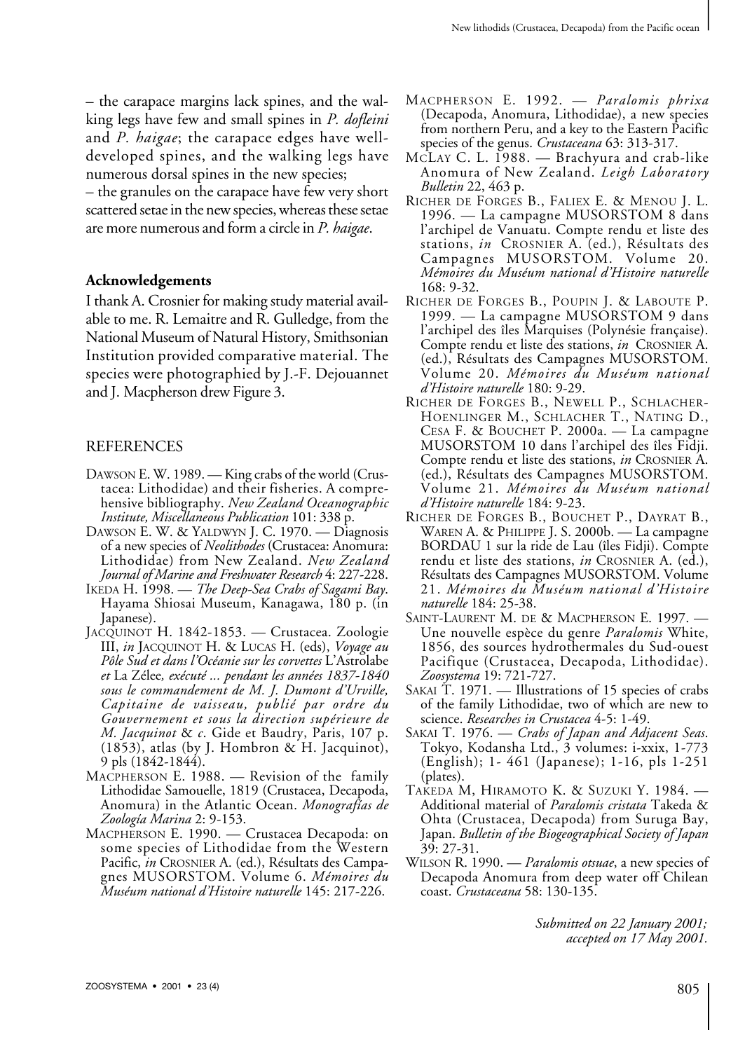– the carapace margins lack spines, and the walking legs have few and small spines in *P. dofleini* and *P. haigae*; the carapace edges have well-developed spines, and the walking legs have numerous dorsal spines in the new species;

– the granules on the carapace have few very short scattered setae in the new species, whereas these setae are more numerous and form a circle in *P. haigae*.

### Acknowledgements

I thank A. Crosnier for making study material available to me. R. Lemaitre and R. Gulledge, from the National Museum of Natural History, Smithsonian Institution provided comparative material. The species were photographied by J.-F. Dejouannet and J. Macpherson drew Figure 3.

## REFERENCES

DAWSON E. W. 1989. — King crabs of the world (Crustacea: Lithodidae) and their fisheries. A comprehensive bibliography. *New Zealand Oceanographic Institute, Miscellaneous Publication* 101: 338 p.

DAWSON E. W. & YALDWYN J. C. 1970. — Diagnosis of a new species of *Neolithodes* (Crustacea: Anomura: Lithodidae) from New Zealand. *New Zealand Journal of Marine and Freshwater Research* 4: 227-228.

IKEDA H. 1998. — *The Deep-Sea Crabs of Sagami Bay*. Hayama Shiosai Museum, Kanagawa, 180 p. (in Japanese).

JACQUINOT H. 1842-1853. — Crustacea. Zoologie III, *in* JACQUINOT H. & LUCAS H. (eds), *Voyage au Pôle Sud et dans l'Océanie sur les corvettes* L'Astrolabe *et* La Zélee*, exécuté ... pendant les années 1837-1840 sous le commandement de M. J. Dumont d'Urville, Capitaine de vaisseau, publié par ordre du Gouvernement et sous la direction supérieure de M. Jacquinot* & *c*. Gide et Baudry, Paris, 107 p. (1853), atlas (by J. Hombron & H. Jacquinot), 9 pls (1842-1844).

MACPHERSON E. 1988. — Revision of the family Lithodidae Samouelle, 1819 (Crustacea, Decapoda, Anomura) in the Atlantic Ocean. *Monografías de Zoología Marina* 2: 9-153.

MACPHERSON E. 1990. — Crustacea Decapoda: on some species of Lithodidae from the Western Pacific, *in* CROSNIER A. (ed.), Résultats des Campagnes MUSORSTOM. Volume 6. *Mémoires du Muséum national d'Histoire naturelle* 145: 217-226.

MACPHERSON E. 1992. — *Paralomis phrixa* (Decapoda, Anomura, Lithodidae), a new species from northern Peru, and a key to the Eastern Pacific species of the genus. *Crustaceana* 63: 313-317.

MCLAY C. L. 1988. — Brachyura and crab-like Anomura of New Zealand. *Leigh Laboratory Bulletin* 22, 463 p.

RICHER DE FORGES B., FALIEX E. & MENOU J. L. 1996. — La campagne MUSORSTOM 8 dans l'archipel de Vanuatu. Compte rendu et liste des stations, *in* CROSNIER A. (ed.), Résultats des Campagnes MUSORSTOM. Volume 20. *Mémoires du Muséum national d'Histoire naturelle* 168: 9-32.

RICHER DE FORGES B., POUPIN J. & LABOUTE P. 1999. — La campagne MUSORSTOM 9 dans l'archipel des îles Marquises (Polynésie française). Compte rendu et liste des stations, *in* CROSNIER A. (ed.), Résultats des Campagnes MUSORSTOM. Volume 20. *Mémoires du Muséum national d'Histoire naturelle* 180: 9-29.

RICHER DE FORGES B., NEWELL P., SCHLACHER-HOENLINGER M., SCHLACHER T., NATING D., CESA F. & BOUCHET P. 2000a. — La campagne MUSORSTOM 10 dans l'archipel des îles Fidji. Compte rendu et liste des stations, *in* CROSNIER A. (ed.), Résultats des Campagnes MUSORSTOM. Volume 21. *Mémoires du Muséum national d'Histoire naturelle* 184: 9-23.

RICHER DE FORGES B., BOUCHET P., DAYRAT B., WAREN A. & PHILIPPE J. S. 2000b. — La campagne BORDAU 1 sur la ride de Lau (îles Fidji). Compte rendu et liste des stations, *in* CROSNIER A. (ed.), Résultats des Campagnes MUSORSTOM. Volume 21. *Mémoires du Muséum national d'Histoire naturelle* 184: 25-38.

SAINT-LAURENT M. DE & MACPHERSON E. 1997. — Une nouvelle espèce du genre *Paralomis* White, 1856, des sources hydrothermales du Sud-ouest Pacifique (Crustacea, Decapoda, Lithodidae). *Zoosystema* 19: 721-727.

SAKAI T. 1971. — Illustrations of 15 species of crabs of the family Lithodidae, two of which are new to science. *Researches in Crustacea* 4-5: 1-49.

SAKAI T. 1976. — *Crabs of Japan and Adjacent Seas*. Tokyo, Kodansha Ltd., 3 volumes: i-xxix, 1-773 (English); 1- 461 (Japanese); 1-16, pls 1-251 (plates).

TAKEDA M, HIRAMOTO K. & SUZUKI Y. 1984. — Additional material of *Paralomis cristata* Takeda & Ohta (Crustacea, Decapoda) from Suruga Bay, Japan. *Bulletin of the Biogeographical Society of Japan* 39: 27-31.

WILSON R. 1990. — *Paralomis otsuae*, a new species of Decapoda Anomura from deep water off Chilean coast. *Crustaceana* 58: 130-135.

*Submitted on 22 January 2001;*
*accepted on 17 May 2001.*